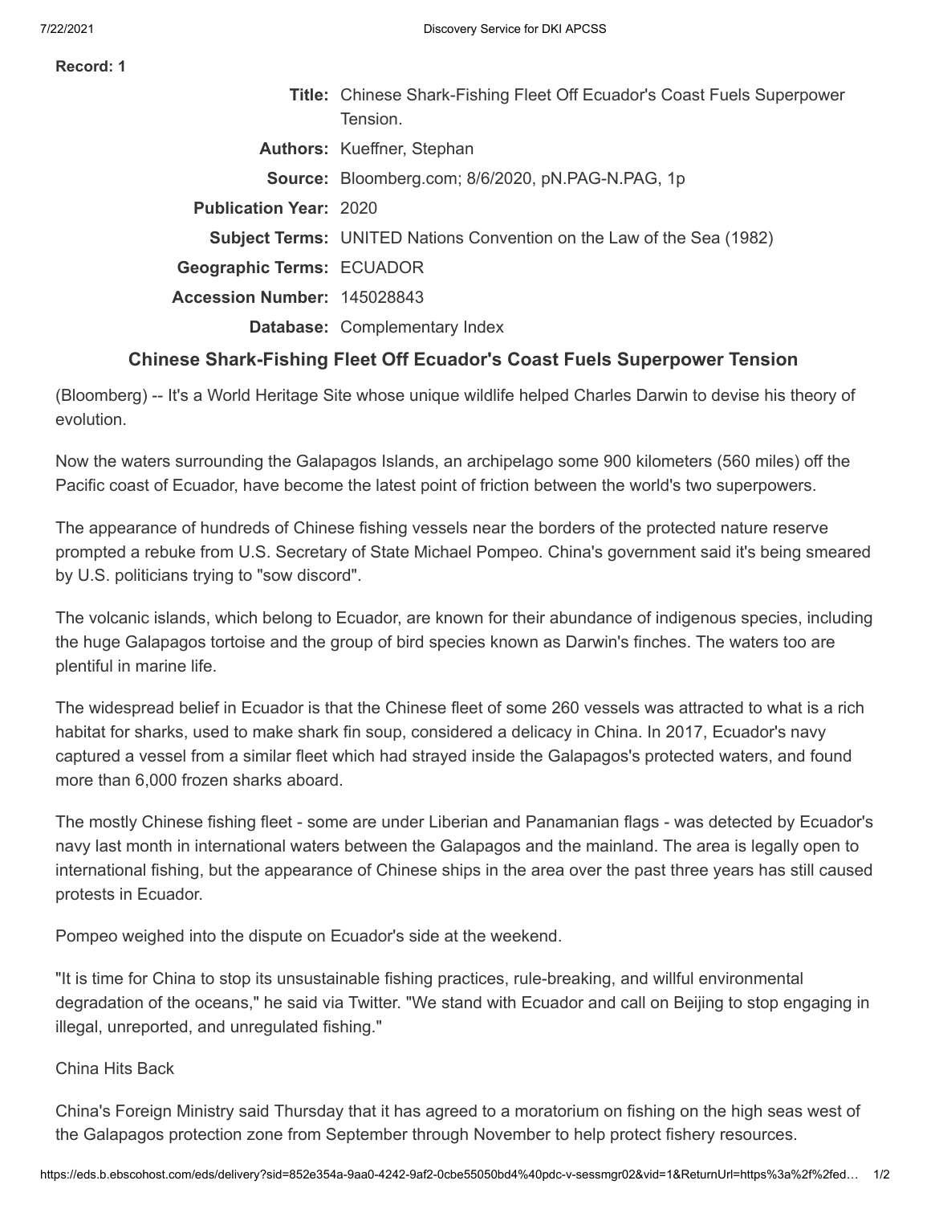**Record: 1**

| | |
|---|---|
| **Title:** | Chinese Shark-Fishing Fleet Off Ecuador's Coast Fuels Superpower Tension. |
| **Authors:** | Kueffner, Stephan |
| **Source:** | Bloomberg.com; 8/6/2020, pN.PAG-N.PAG, 1p |
| **Publication Year:** | 2020 |
| **Subject Terms:** | UNITED Nations Convention on the Law of the Sea (1982) |
| **Geographic Terms:** | ECUADOR |
| **Accession Number:** | 145028843 |
| **Database:** | Complementary Index |

## Chinese Shark-Fishing Fleet Off Ecuador's Coast Fuels Superpower Tension

(Bloomberg) -- It's a World Heritage Site whose unique wildlife helped Charles Darwin to devise his theory of evolution.

Now the waters surrounding the Galapagos Islands, an archipelago some 900 kilometers (560 miles) off the Pacific coast of Ecuador, have become the latest point of friction between the world's two superpowers.

The appearance of hundreds of Chinese fishing vessels near the borders of the protected nature reserve prompted a rebuke from U.S. Secretary of State Michael Pompeo. China's government said it's being smeared by U.S. politicians trying to "sow discord".

The volcanic islands, which belong to Ecuador, are known for their abundance of indigenous species, including the huge Galapagos tortoise and the group of bird species known as Darwin's finches. The waters too are plentiful in marine life.

The widespread belief in Ecuador is that the Chinese fleet of some 260 vessels was attracted to what is a rich habitat for sharks, used to make shark fin soup, considered a delicacy in China. In 2017, Ecuador's navy captured a vessel from a similar fleet which had strayed inside the Galapagos's protected waters, and found more than 6,000 frozen sharks aboard.

The mostly Chinese fishing fleet - some are under Liberian and Panamanian flags - was detected by Ecuador's navy last month in international waters between the Galapagos and the mainland. The area is legally open to international fishing, but the appearance of Chinese ships in the area over the past three years has still caused protests in Ecuador.

Pompeo weighed into the dispute on Ecuador's side at the weekend.

"It is time for China to stop its unsustainable fishing practices, rule-breaking, and willful environmental degradation of the oceans," he said via Twitter. "We stand with Ecuador and call on Beijing to stop engaging in illegal, unreported, and unregulated fishing."

China Hits Back

China's Foreign Ministry said Thursday that it has agreed to a moratorium on fishing on the high seas west of the Galapagos protection zone from September through November to help protect fishery resources.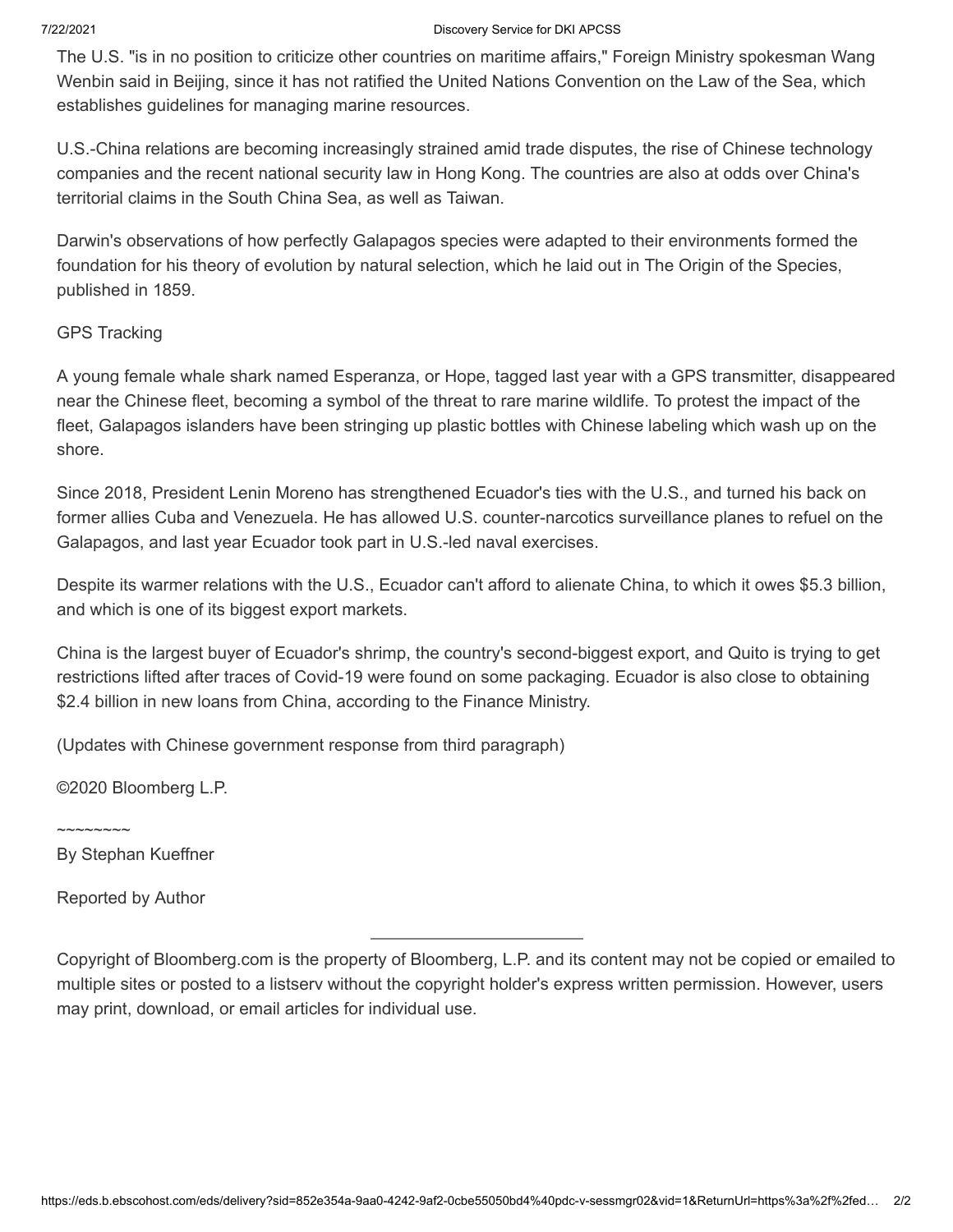The U.S. "is in no position to criticize other countries on maritime affairs," Foreign Ministry spokesman Wang Wenbin said in Beijing, since it has not ratified the United Nations Convention on the Law of the Sea, which establishes guidelines for managing marine resources.

U.S.-China relations are becoming increasingly strained amid trade disputes, the rise of Chinese technology companies and the recent national security law in Hong Kong. The countries are also at odds over China's territorial claims in the South China Sea, as well as Taiwan.

Darwin's observations of how perfectly Galapagos species were adapted to their environments formed the foundation for his theory of evolution by natural selection, which he laid out in The Origin of the Species, published in 1859.

GPS Tracking

A young female whale shark named Esperanza, or Hope, tagged last year with a GPS transmitter, disappeared near the Chinese fleet, becoming a symbol of the threat to rare marine wildlife. To protest the impact of the fleet, Galapagos islanders have been stringing up plastic bottles with Chinese labeling which wash up on the shore.

Since 2018, President Lenin Moreno has strengthened Ecuador's ties with the U.S., and turned his back on former allies Cuba and Venezuela. He has allowed U.S. counter-narcotics surveillance planes to refuel on the Galapagos, and last year Ecuador took part in U.S.-led naval exercises.

Despite its warmer relations with the U.S., Ecuador can't afford to alienate China, to which it owes $5.3 billion, and which is one of its biggest export markets.

China is the largest buyer of Ecuador's shrimp, the country's second-biggest export, and Quito is trying to get restrictions lifted after traces of Covid-19 were found on some packaging. Ecuador is also close to obtaining $2.4 billion in new loans from China, according to the Finance Ministry.

(Updates with Chinese government response from third paragraph)

©2020 Bloomberg L.P.

~~~~~~~~

By Stephan Kueffner

Reported by Author

---

Copyright of Bloomberg.com is the property of Bloomberg, L.P. and its content may not be copied or emailed to multiple sites or posted to a listserv without the copyright holder's express written permission. However, users may print, download, or email articles for individual use.